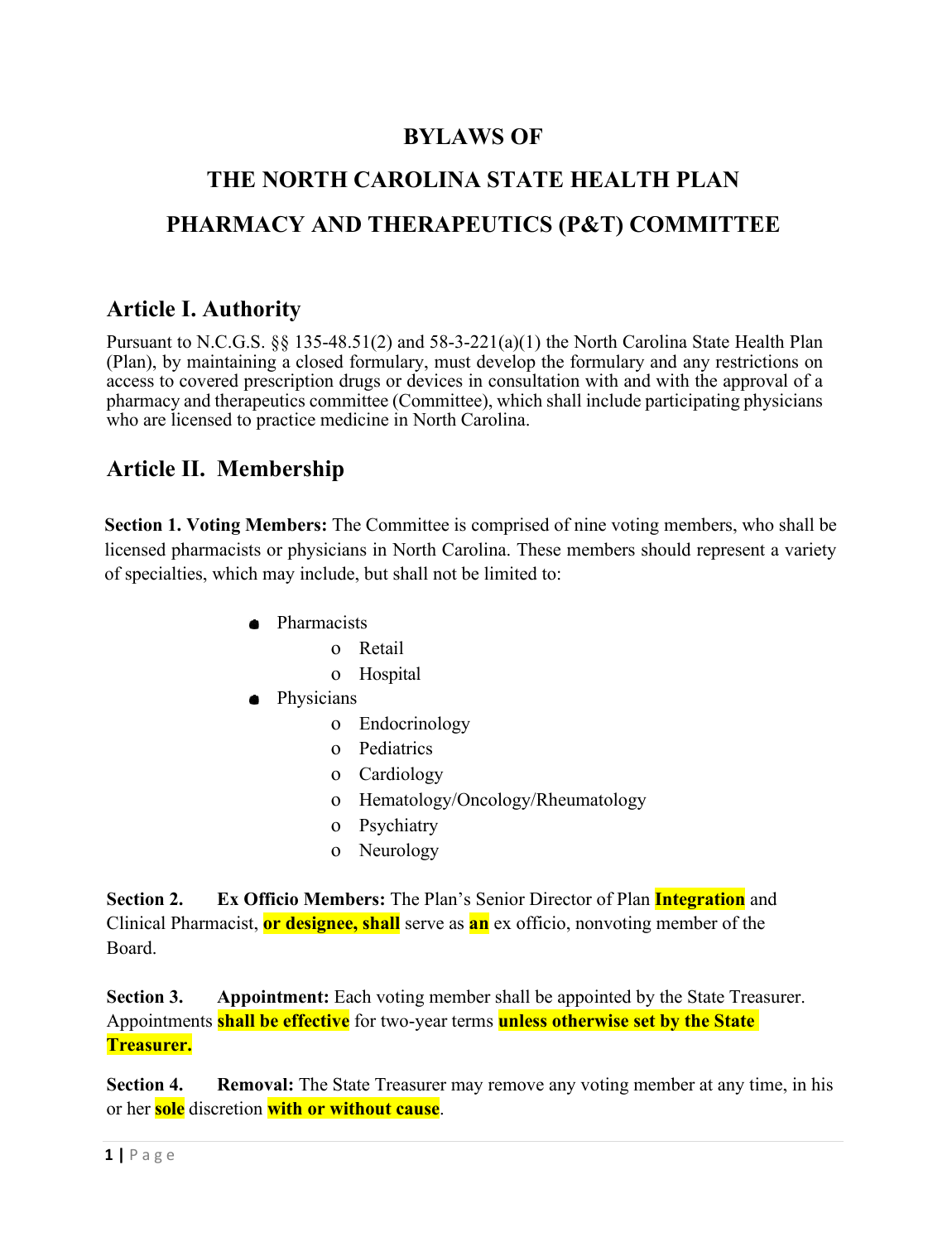# BYLAWS OF

# THE NORTH CAROLINA STATE HEALTH PLAN

# PHARMACY AND THERAPEUTICS (P&T) COMMITTEE

## Article I. Authority

Pursuant to N.C.G.S. §§ 135-48.51(2) and 58-3-221(a)(1) the North Carolina State Health Plan (Plan), by maintaining a closed formulary, must develop the formulary and any restrictions on access to covered prescription drugs or devices in consultation with and with the approval of a pharmacy and therapeutics committee (Committee), which shall include participating physicians who are licensed to practice medicine in North Carolina.

## Article II. Membership

**Section 1. Voting Members:** The Committee is comprised of nine voting members, who shall be licensed pharmacists or physicians in North Carolina. These members should represent a variety of specialties, which may include, but shall not be limited to:

- Pharmacists
  - Retail
  - Hospital
- Physicians
  - Endocrinology
  - Pediatrics
  - Cardiology
  - Hematology/Oncology/Rheumatology
  - Psychiatry
  - Neurology

**Section 2. Ex Officio Members:** The Plan's Senior Director of Plan **Integration** and Clinical Pharmacist, **or designee, shall** serve as **an** ex officio, nonvoting member of the Board.

**Section 3. Appointment:** Each voting member shall be appointed by the State Treasurer. Appointments **shall be effective** for two-year terms **unless otherwise set by the State Treasurer.**

**Section 4. Removal:** The State Treasurer may remove any voting member at any time, in his or her **sole** discretion **with or without cause**.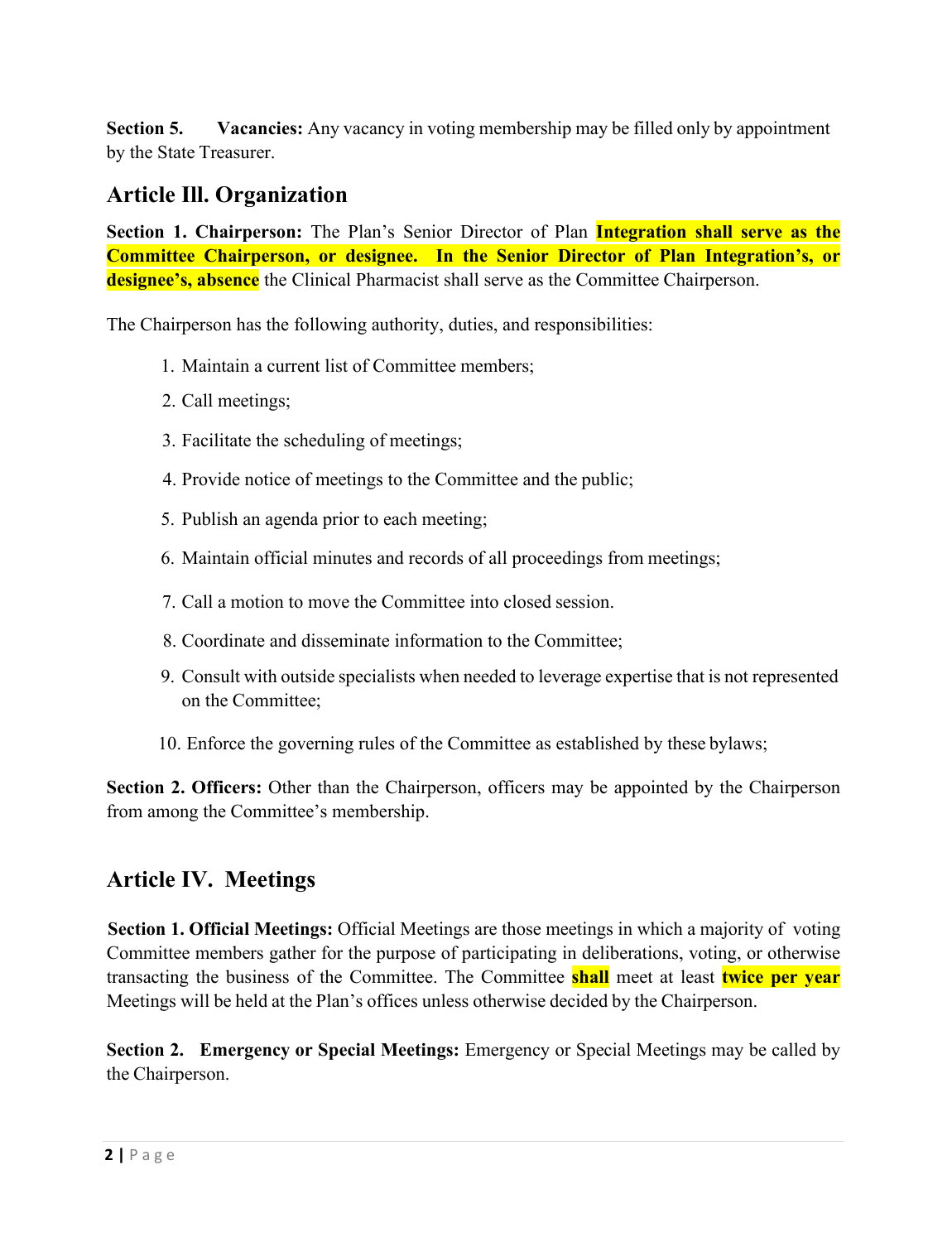**Section 5. Vacancies:** Any vacancy in voting membership may be filled only by appointment by the State Treasurer.

## Article Ill. Organization

**Section 1. Chairperson:** The Plan's Senior Director of Plan **Integration shall serve as the Committee Chairperson, or designee. In the Senior Director of Plan Integration's, or designee's, absence** the Clinical Pharmacist shall serve as the Committee Chairperson.

The Chairperson has the following authority, duties, and responsibilities:

1. Maintain a current list of Committee members;
2. Call meetings;
3. Facilitate the scheduling of meetings;
4. Provide notice of meetings to the Committee and the public;
5. Publish an agenda prior to each meeting;
6. Maintain official minutes and records of all proceedings from meetings;
7. Call a motion to move the Committee into closed session.
8. Coordinate and disseminate information to the Committee;
9. Consult with outside specialists when needed to leverage expertise that is not represented on the Committee;
10. Enforce the governing rules of the Committee as established by these bylaws;

**Section 2. Officers:** Other than the Chairperson, officers may be appointed by the Chairperson from among the Committee's membership.

## Article IV. Meetings

**Section 1. Official Meetings:** Official Meetings are those meetings in which a majority of voting Committee members gather for the purpose of participating in deliberations, voting, or otherwise transacting the business of the Committee. The Committee **shall** meet at least **twice per year** Meetings will be held at the Plan's offices unless otherwise decided by the Chairperson.

**Section 2. Emergency or Special Meetings:** Emergency or Special Meetings may be called by the Chairperson.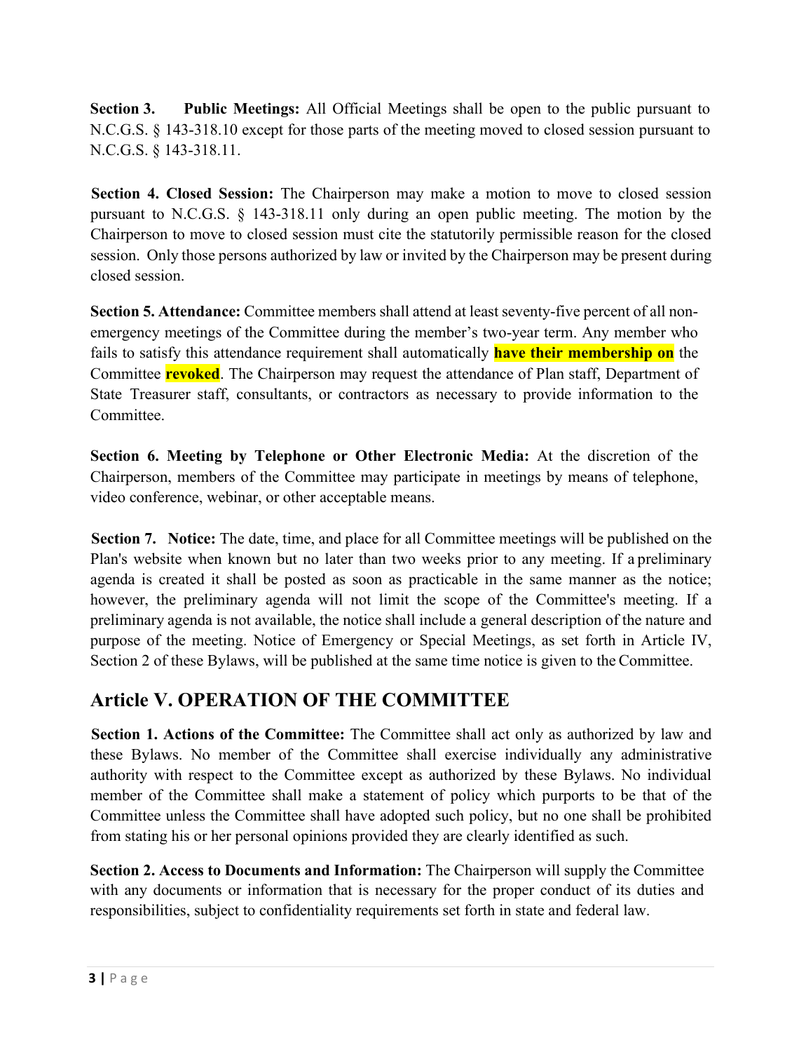**Section 3. Public Meetings:** All Official Meetings shall be open to the public pursuant to N.C.G.S. § 143-318.10 except for those parts of the meeting moved to closed session pursuant to N.C.G.S. § 143-318.11.

**Section 4. Closed Session:** The Chairperson may make a motion to move to closed session pursuant to N.C.G.S. § 143-318.11 only during an open public meeting. The motion by the Chairperson to move to closed session must cite the statutorily permissible reason for the closed session. Only those persons authorized by law or invited by the Chairperson may be present during closed session.

**Section 5. Attendance:** Committee members shall attend at least seventy-five percent of all non-emergency meetings of the Committee during the member's two-year term. Any member who fails to satisfy this attendance requirement shall automatically **have their membership on** the Committee **revoked**. The Chairperson may request the attendance of Plan staff, Department of State Treasurer staff, consultants, or contractors as necessary to provide information to the Committee.

**Section 6. Meeting by Telephone or Other Electronic Media:** At the discretion of the Chairperson, members of the Committee may participate in meetings by means of telephone, video conference, webinar, or other acceptable means.

**Section 7. Notice:** The date, time, and place for all Committee meetings will be published on the Plan's website when known but no later than two weeks prior to any meeting. If a preliminary agenda is created it shall be posted as soon as practicable in the same manner as the notice; however, the preliminary agenda will not limit the scope of the Committee's meeting. If a preliminary agenda is not available, the notice shall include a general description of the nature and purpose of the meeting. Notice of Emergency or Special Meetings, as set forth in Article IV, Section 2 of these Bylaws, will be published at the same time notice is given to the Committee.

## Article V. OPERATION OF THE COMMITTEE

**Section 1. Actions of the Committee:** The Committee shall act only as authorized by law and these Bylaws. No member of the Committee shall exercise individually any administrative authority with respect to the Committee except as authorized by these Bylaws. No individual member of the Committee shall make a statement of policy which purports to be that of the Committee unless the Committee shall have adopted such policy, but no one shall be prohibited from stating his or her personal opinions provided they are clearly identified as such.

**Section 2. Access to Documents and Information:** The Chairperson will supply the Committee with any documents or information that is necessary for the proper conduct of its duties and responsibilities, subject to confidentiality requirements set forth in state and federal law.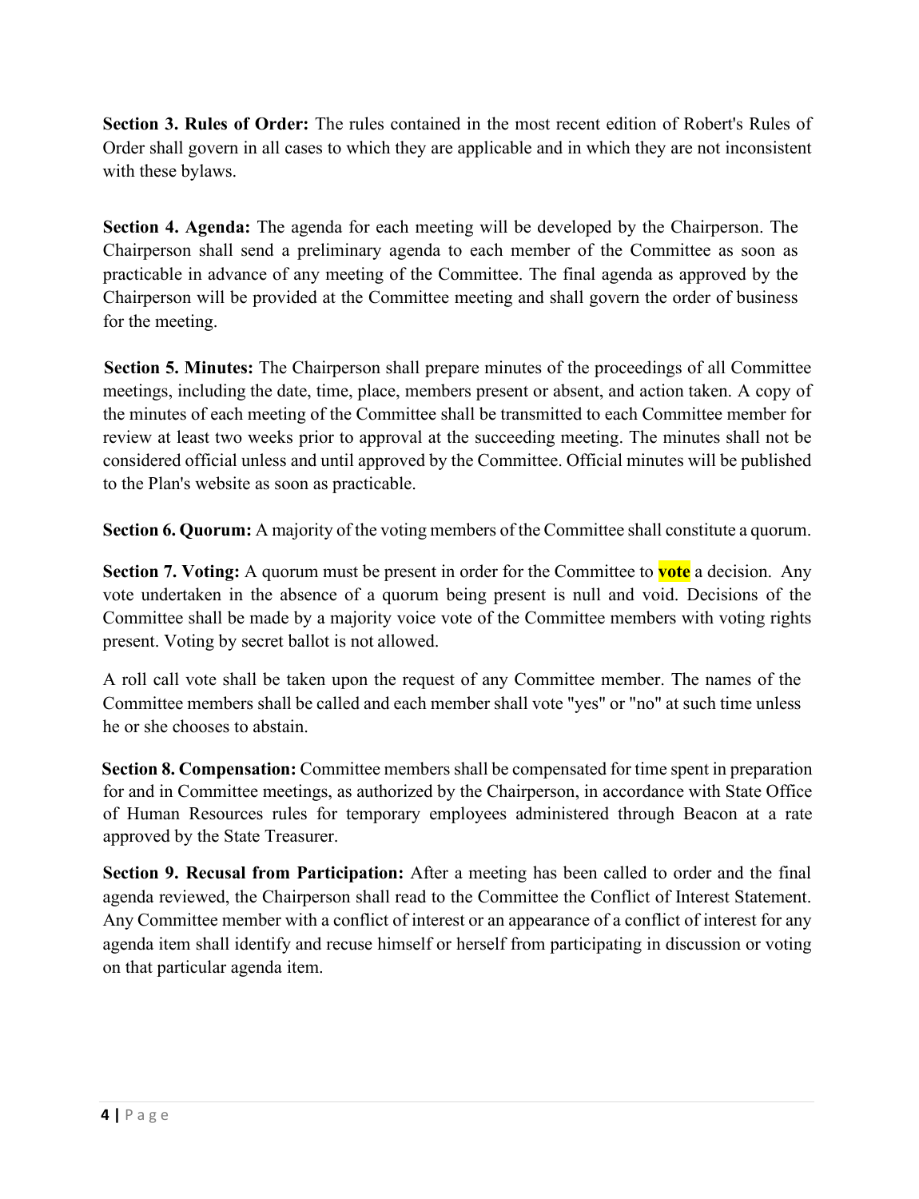**Section 3. Rules of Order:** The rules contained in the most recent edition of Robert's Rules of Order shall govern in all cases to which they are applicable and in which they are not inconsistent with these bylaws.

**Section 4. Agenda:** The agenda for each meeting will be developed by the Chairperson. The Chairperson shall send a preliminary agenda to each member of the Committee as soon as practicable in advance of any meeting of the Committee. The final agenda as approved by the Chairperson will be provided at the Committee meeting and shall govern the order of business for the meeting.

**Section 5. Minutes:** The Chairperson shall prepare minutes of the proceedings of all Committee meetings, including the date, time, place, members present or absent, and action taken. A copy of the minutes of each meeting of the Committee shall be transmitted to each Committee member for review at least two weeks prior to approval at the succeeding meeting. The minutes shall not be considered official unless and until approved by the Committee. Official minutes will be published to the Plan's website as soon as practicable.

**Section 6. Quorum:** A majority of the voting members of the Committee shall constitute a quorum.

**Section 7. Voting:** A quorum must be present in order for the Committee to **vote** a decision. Any vote undertaken in the absence of a quorum being present is null and void. Decisions of the Committee shall be made by a majority voice vote of the Committee members with voting rights present. Voting by secret ballot is not allowed.

A roll call vote shall be taken upon the request of any Committee member. The names of the Committee members shall be called and each member shall vote "yes" or "no" at such time unless he or she chooses to abstain.

**Section 8. Compensation:** Committee members shall be compensated for time spent in preparation for and in Committee meetings, as authorized by the Chairperson, in accordance with State Office of Human Resources rules for temporary employees administered through Beacon at a rate approved by the State Treasurer.

**Section 9. Recusal from Participation:** After a meeting has been called to order and the final agenda reviewed, the Chairperson shall read to the Committee the Conflict of Interest Statement. Any Committee member with a conflict of interest or an appearance of a conflict of interest for any agenda item shall identify and recuse himself or herself from participating in discussion or voting on that particular agenda item.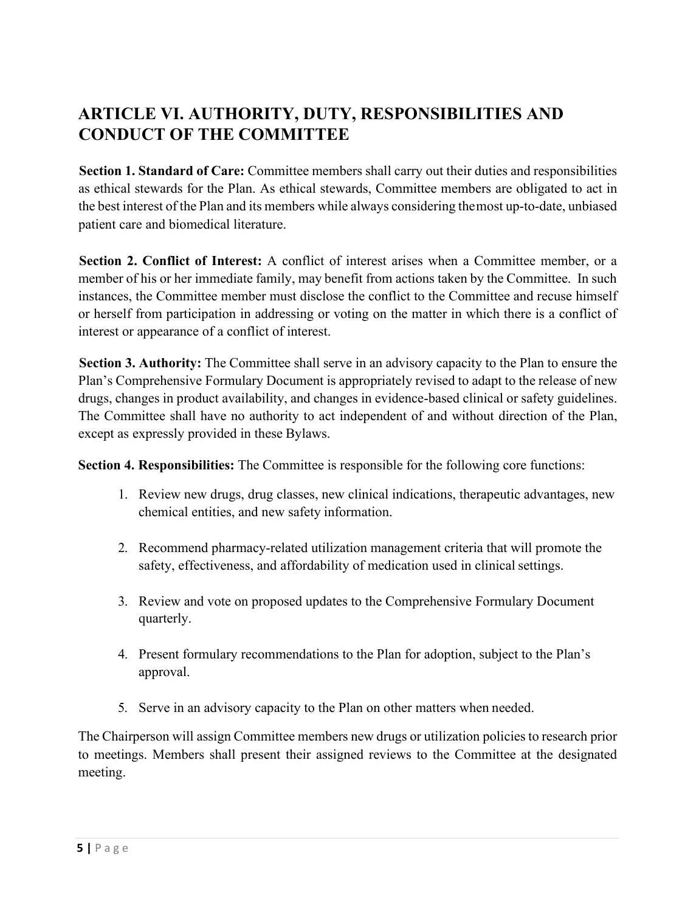## ARTICLE VI. AUTHORITY, DUTY, RESPONSIBILITIES AND CONDUCT OF THE COMMITTEE

**Section 1. Standard of Care:** Committee members shall carry out their duties and responsibilities as ethical stewards for the Plan. As ethical stewards, Committee members are obligated to act in the best interest of the Plan and its members while always considering the most up-to-date, unbiased patient care and biomedical literature.

**Section 2. Conflict of Interest:** A conflict of interest arises when a Committee member, or a member of his or her immediate family, may benefit from actions taken by the Committee. In such instances, the Committee member must disclose the conflict to the Committee and recuse himself or herself from participation in addressing or voting on the matter in which there is a conflict of interest or appearance of a conflict of interest.

**Section 3. Authority:** The Committee shall serve in an advisory capacity to the Plan to ensure the Plan's Comprehensive Formulary Document is appropriately revised to adapt to the release of new drugs, changes in product availability, and changes in evidence-based clinical or safety guidelines. The Committee shall have no authority to act independent of and without direction of the Plan, except as expressly provided in these Bylaws.

**Section 4. Responsibilities:** The Committee is responsible for the following core functions:

1. Review new drugs, drug classes, new clinical indications, therapeutic advantages, new chemical entities, and new safety information.

2. Recommend pharmacy-related utilization management criteria that will promote the safety, effectiveness, and affordability of medication used in clinical settings.

3. Review and vote on proposed updates to the Comprehensive Formulary Document quarterly.

4. Present formulary recommendations to the Plan for adoption, subject to the Plan's approval.

5. Serve in an advisory capacity to the Plan on other matters when needed.

The Chairperson will assign Committee members new drugs or utilization policies to research prior to meetings. Members shall present their assigned reviews to the Committee at the designated meeting.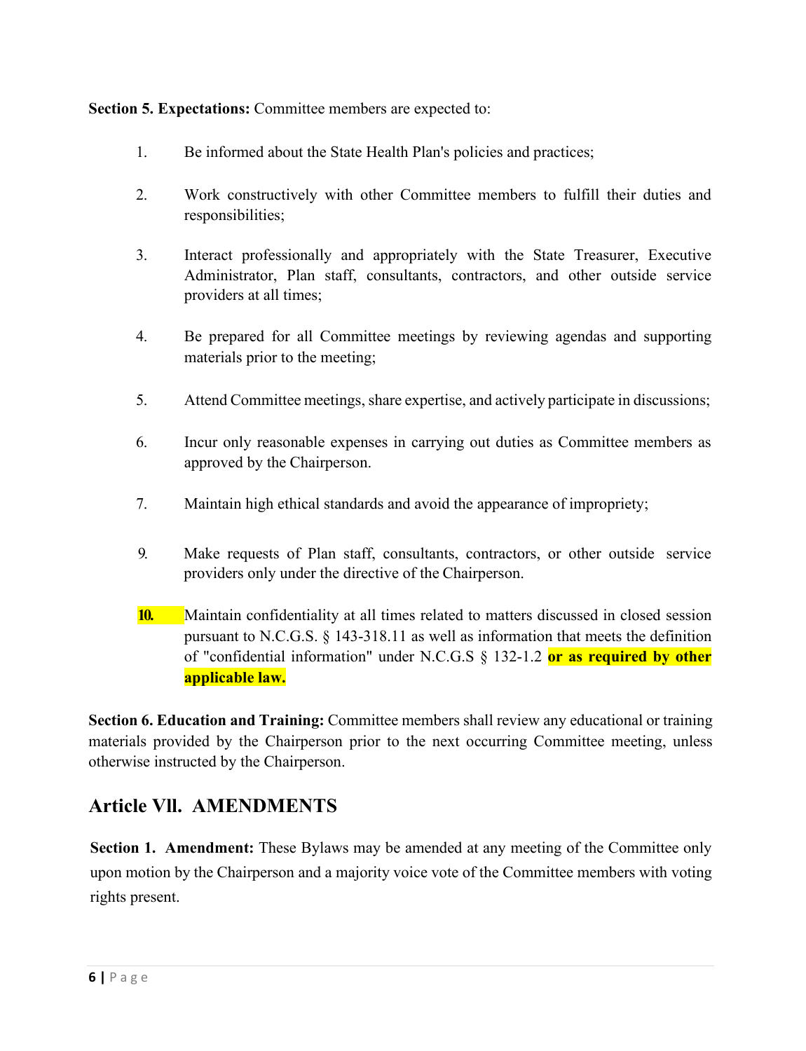**Section 5. Expectations:** Committee members are expected to:

1. Be informed about the State Health Plan's policies and practices;

2. Work constructively with other Committee members to fulfill their duties and responsibilities;

3. Interact professionally and appropriately with the State Treasurer, Executive Administrator, Plan staff, consultants, contractors, and other outside service providers at all times;

4. Be prepared for all Committee meetings by reviewing agendas and supporting materials prior to the meeting;

5. Attend Committee meetings, share expertise, and actively participate in discussions;

6. Incur only reasonable expenses in carrying out duties as Committee members as approved by the Chairperson.

7. Maintain high ethical standards and avoid the appearance of impropriety;

9. Make requests of Plan staff, consultants, contractors, or other outside service providers only under the directive of the Chairperson.

10. Maintain confidentiality at all times related to matters discussed in closed session pursuant to N.C.G.S. § 143-318.11 as well as information that meets the definition of "confidential information" under N.C.G.S § 132-1.2 **or as required by other applicable law.**

**Section 6. Education and Training:** Committee members shall review any educational or training materials provided by the Chairperson prior to the next occurring Committee meeting, unless otherwise instructed by the Chairperson.

## Article VII. AMENDMENTS

**Section 1. Amendment:** These Bylaws may be amended at any meeting of the Committee only upon motion by the Chairperson and a majority voice vote of the Committee members with voting rights present.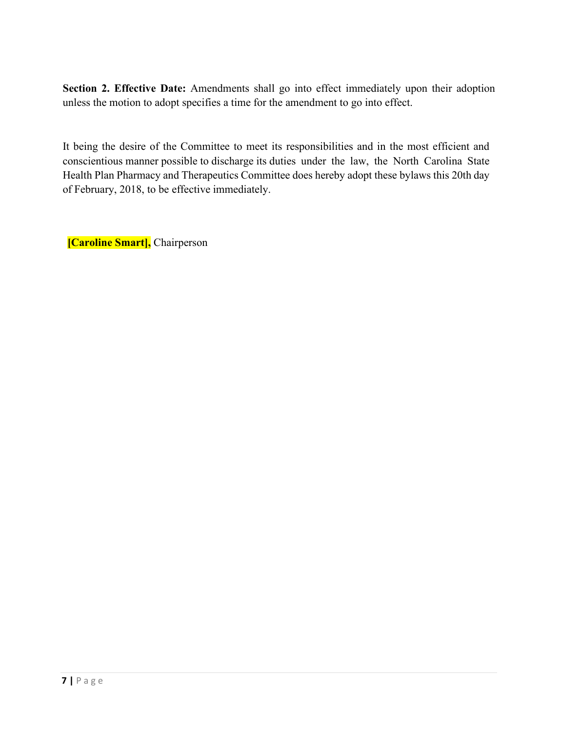**Section 2. Effective Date:** Amendments shall go into effect immediately upon their adoption unless the motion to adopt specifies a time for the amendment to go into effect.

It being the desire of the Committee to meet its responsibilities and in the most efficient and conscientious manner possible to discharge its duties under the law, the North Carolina State Health Plan Pharmacy and Therapeutics Committee does hereby adopt these bylaws this 20th day of February, 2018, to be effective immediately.

**[Caroline Smart],** Chairperson